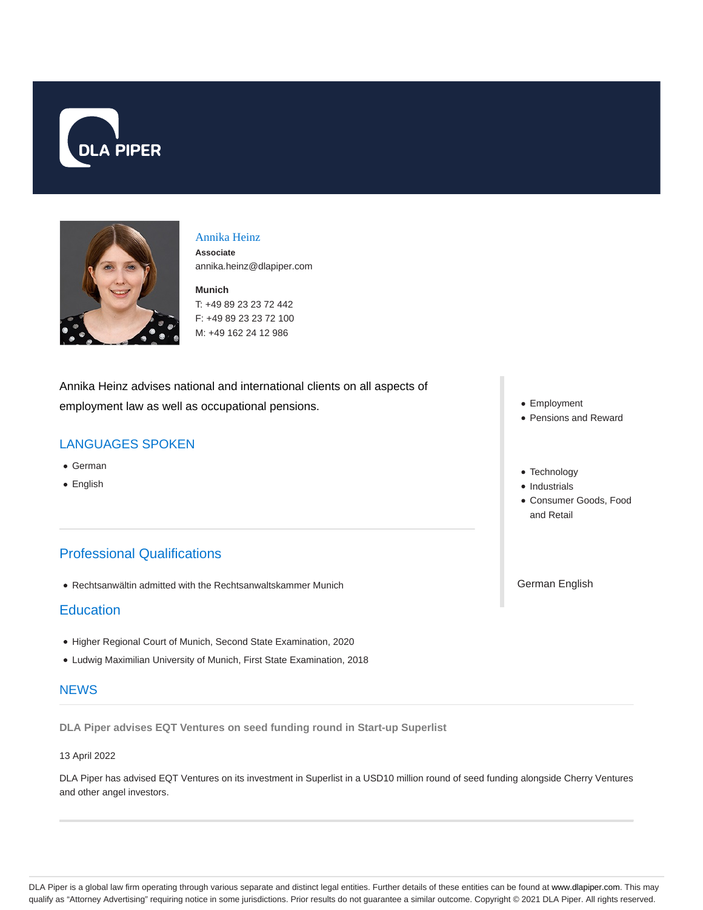# Annika Heinz

**Associate**

annika.heinz@dlapiper.com

**Munich**

T: +49 89 23 23 72 442

F: +49 89 23 23 72 100

M: +49 162 24 12 986

Annika Heinz advises national and international clients on all aspects of employment law as well as occupational pensions.

- Employment
- Pensions and Reward

- Technology
- Industrials
- Consumer Goods, Food and Retail

German English

## LANGUAGES SPOKEN

- German
- English

## Professional Qualifications

- Rechtsanwältin admitted with the Rechtsanwaltskammer Munich

## Education

- Higher Regional Court of Munich, Second State Examination, 2020
- Ludwig Maximilian University of Munich, First State Examination, 2018

## NEWS

**DLA Piper advises EQT Ventures on seed funding round in Start-up Superlist**

13 April 2022

DLA Piper has advised EQT Ventures on its investment in Superlist in a USD10 million round of seed funding alongside Cherry Ventures and other angel investors.

DLA Piper is a global law firm operating through various separate and distinct legal entities. Further details of these entities can be found at www.dlapiper.com. This may qualify as "Attorney Advertising" requiring notice in some jurisdictions. Prior results do not guarantee a similar outcome. Copyright © 2021 DLA Piper. All rights reserved.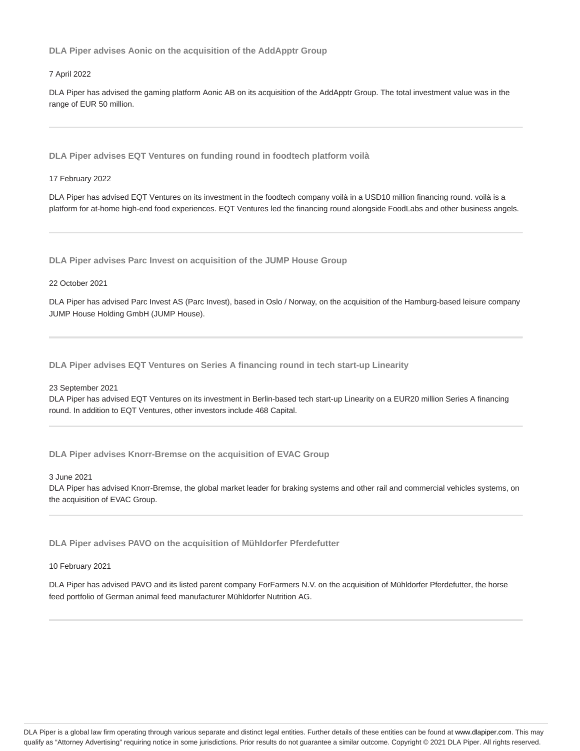### DLA Piper advises Aonic on the acquisition of the AddApptr Group

7 April 2022

DLA Piper has advised the gaming platform Aonic AB on its acquisition of the AddApptr Group. The total investment value was in the range of EUR 50 million.

---

### DLA Piper advises EQT Ventures on funding round in foodtech platform voilà

17 February 2022

DLA Piper has advised EQT Ventures on its investment in the foodtech company voilà in a USD10 million financing round. voilà is a platform for at-home high-end food experiences. EQT Ventures led the financing round alongside FoodLabs and other business angels.

---

### DLA Piper advises Parc Invest on acquisition of the JUMP House Group

22 October 2021

DLA Piper has advised Parc Invest AS (Parc Invest), based in Oslo / Norway, on the acquisition of the Hamburg-based leisure company JUMP House Holding GmbH (JUMP House).

---

### DLA Piper advises EQT Ventures on Series A financing round in tech start-up Linearity

23 September 2021

DLA Piper has advised EQT Ventures on its investment in Berlin-based tech start-up Linearity on a EUR20 million Series A financing round. In addition to EQT Ventures, other investors include 468 Capital.

---

### DLA Piper advises Knorr-Bremse on the acquisition of EVAC Group

3 June 2021

DLA Piper has advised Knorr-Bremse, the global market leader for braking systems and other rail and commercial vehicles systems, on the acquisition of EVAC Group.

---

### DLA Piper advises PAVO on the acquisition of Mühldorfer Pferdefutter

10 February 2021

DLA Piper has advised PAVO and its listed parent company ForFarmers N.V. on the acquisition of Mühldorfer Pferdefutter, the horse feed portfolio of German animal feed manufacturer Mühldorfer Nutrition AG.

---

DLA Piper is a global law firm operating through various separate and distinct legal entities. Further details of these entities can be found at www.dlapiper.com. This may qualify as "Attorney Advertising" requiring notice in some jurisdictions. Prior results do not guarantee a similar outcome. Copyright © 2021 DLA Piper. All rights reserved.